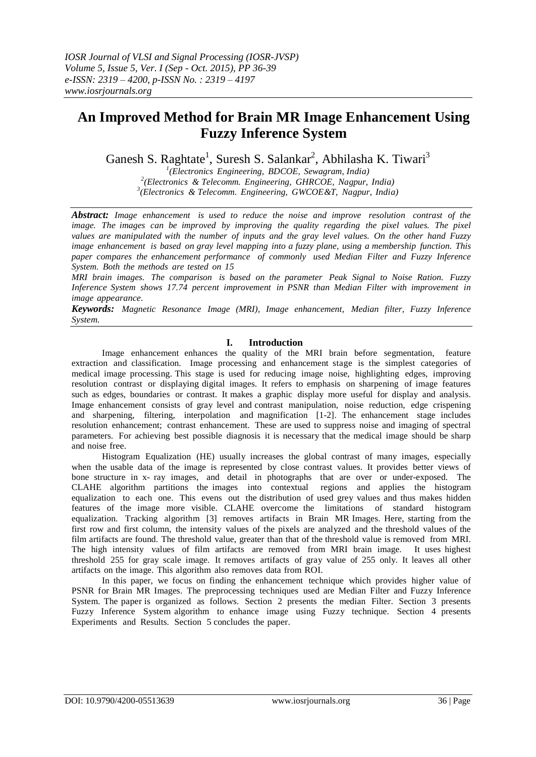# An Improved Method for Brain MR Image Enhancement Using Fuzzy Inference System

Ganesh S. Raghtate[1], Suresh S. Salankar[2], Abhilasha K. Tiwari[3]

[1](Electronics Engineering, BDCOE, Sewagram, India)
[2](Electronics & Telecomm. Engineering, GHRCOE, Nagpur, India)
[3](Electronics & Telecomm. Engineering, GWCOE&T, Nagpur, India)

***Abstract:*** *Image enhancement is used to reduce the noise and improve resolution contrast of the image. The images can be improved by improving the quality regarding the pixel values. The pixel values are manipulated with the number of inputs and the gray level values. On the other hand Fuzzy image enhancement is based on gray level mapping into a fuzzy plane, using a membership function. This paper compares the enhancement performance of commonly used Median Filter and Fuzzy Inference System. Both the methods are tested on 15 MRI brain images. The comparison is based on the parameter Peak Signal to Noise Ration. Fuzzy Inference System shows 17.74 percent improvement in PSNR than Median Filter with improvement in image appearance.*

***Keywords:*** *Magnetic Resonance Image (MRI), Image enhancement, Median filter, Fuzzy Inference System.*

## I. Introduction

Image enhancement enhances the quality of the MRI brain before segmentation, feature extraction and classification. Image processing and enhancement stage is the simplest categories of medical image processing. This stage is used for reducing image noise, highlighting edges, improving resolution contrast or displaying digital images. It refers to emphasis on sharpening of image features such as edges, boundaries or contrast. It makes a graphic display more useful for display and analysis. Image enhancement consists of gray level and contrast manipulation, noise reduction, edge crispening and sharpening, filtering, interpolation and magnification [1-2]. The enhancement stage includes resolution enhancement; contrast enhancement. These are used to suppress noise and imaging of spectral parameters. For achieving best possible diagnosis it is necessary that the medical image should be sharp and noise free.

Histogram Equalization (HE) usually increases the global contrast of many images, especially when the usable data of the image is represented by close contrast values. It provides better views of bone structure in x- ray images, and detail in photographs that are over or under-exposed. The CLAHE algorithm partitions the images into contextual regions and applies the histogram equalization to each one. This evens out the distribution of used grey values and thus makes hidden features of the image more visible. CLAHE overcome the limitations of standard histogram equalization. Tracking algorithm [3] removes artifacts in Brain MR Images. Here, starting from the first row and first column, the intensity values of the pixels are analyzed and the threshold values of the film artifacts are found. The threshold value, greater than that of the threshold value is removed from MRI. The high intensity values of film artifacts are removed from MRI brain image. It uses highest threshold 255 for gray scale image. It removes artifacts of gray value of 255 only. It leaves all other artifacts on the image. This algorithm also removes data from ROI.

In this paper, we focus on finding the enhancement technique which provides higher value of PSNR for Brain MR Images. The preprocessing techniques used are Median Filter and Fuzzy Inference System. The paper is organized as follows. Section 2 presents the median Filter. Section 3 presents Fuzzy Inference System algorithm to enhance image using Fuzzy technique. Section 4 presents Experiments and Results. Section 5 concludes the paper.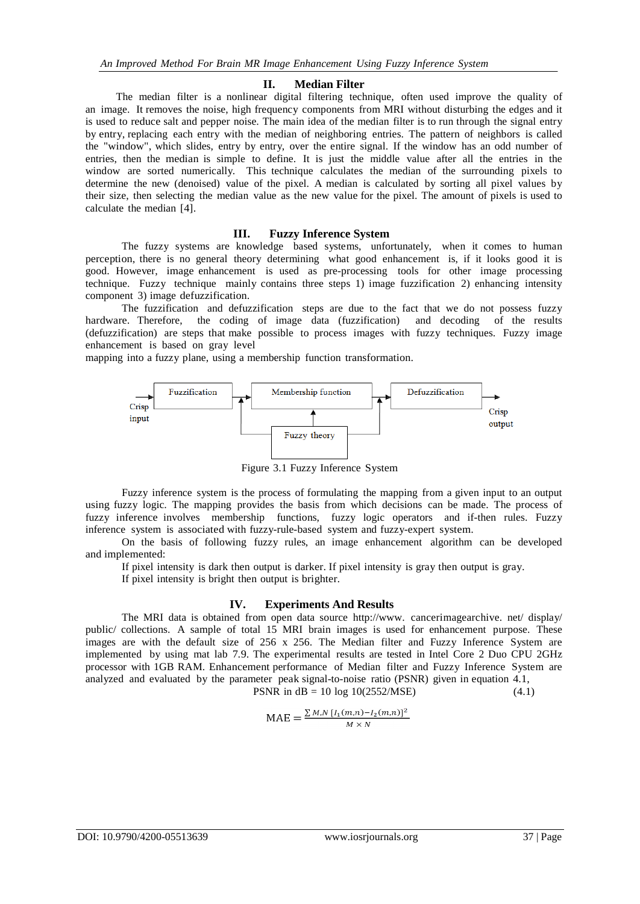## II. Median Filter

The median filter is a nonlinear digital filtering technique, often used improve the quality of an image. It removes the noise, high frequency components from MRI without disturbing the edges and it is used to reduce salt and pepper noise. The main idea of the median filter is to run through the signal entry by entry, replacing each entry with the median of neighboring entries. The pattern of neighbors is called the "window", which slides, entry by entry, over the entire signal. If the window has an odd number of entries, then the median is simple to define. It is just the middle value after all the entries in the window are sorted numerically. This technique calculates the median of the surrounding pixels to determine the new (denoised) value of the pixel. A median is calculated by sorting all pixel values by their size, then selecting the median value as the new value for the pixel. The amount of pixels is used to calculate the median [4].

## III. Fuzzy Inference System

The fuzzy systems are knowledge based systems, unfortunately, when it comes to human perception, there is no general theory determining what good enhancement is, if it looks good it is good. However, image enhancement is used as pre-processing tools for other image processing technique. Fuzzy technique mainly contains three steps 1) image fuzzification 2) enhancing intensity component 3) image defuzzification.

The fuzzification and defuzzification steps are due to the fact that we do not possess fuzzy hardware. Therefore, the coding of image data (fuzzification) and decoding of the results (defuzzification) are steps that make possible to process images with fuzzy techniques. Fuzzy image enhancement is based on gray level mapping into a fuzzy plane, using a membership function transformation.

Crisp input → Fuzzification → Membership function → Defuzzification → Crisp output; Fuzzy theory → Membership function

Figure 3.1 Fuzzy Inference System

Fuzzy inference system is the process of formulating the mapping from a given input to an output using fuzzy logic. The mapping provides the basis from which decisions can be made. The process of fuzzy inference involves membership functions, fuzzy logic operators and if-then rules. Fuzzy inference system is associated with fuzzy-rule-based system and fuzzy-expert system.

On the basis of following fuzzy rules, an image enhancement algorithm can be developed and implemented:

If pixel intensity is dark then output is darker. If pixel intensity is gray then output is gray.

If pixel intensity is bright then output is brighter.

## IV. Experiments And Results

The MRI data is obtained from open data source http://www. cancerimagearchive. net/ display/ public/ collections. A sample of total 15 MRI brain images is used for enhancement purpose. These images are with the default size of 256 x 256. The Median filter and Fuzzy Inference System are implemented by using mat lab 7.9. The experimental results are tested in Intel Core 2 Duo CPU 2GHz processor with 1GB RAM. Enhancement performance of Median filter and Fuzzy Inference System are analyzed and evaluated by the parameter peak signal-to-noise ratio (PSNR) given in equation 4.1,

$$\text{PSNR in dB} = 10 \log 10(2552/\text{MSE}) \tag{4.1}$$

$$\text{MAE} = \frac{\sum M,N\,[I_1(m,n) - I_2(m,n)]^2}{M \times N}$$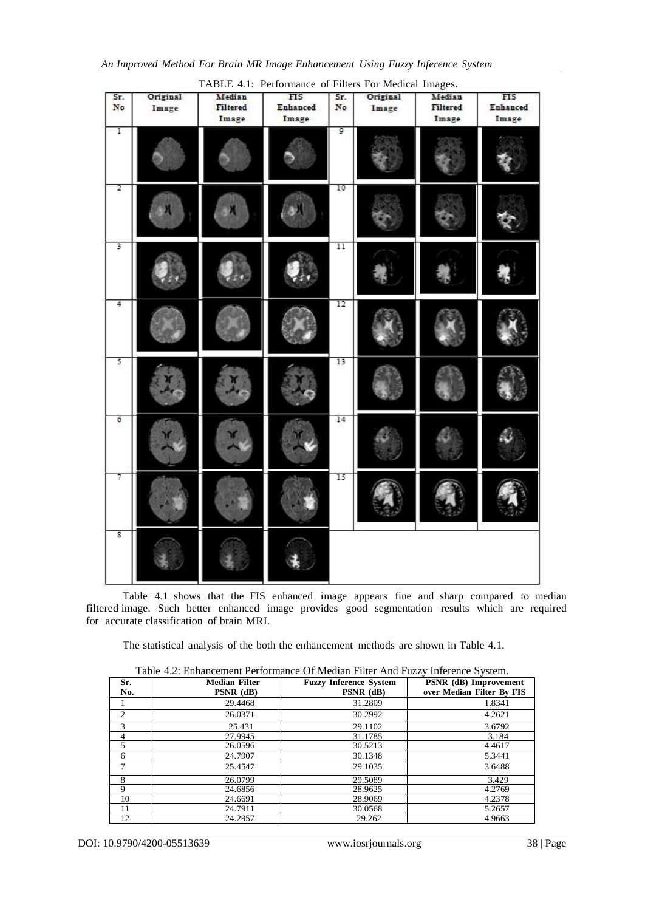TABLE 4.1: Performance of Filters For Medical Images.

| Sr. No | Original Image | Median Filtered Image | FIS Enhanced Image | Sr. No | Original Image | Median Filtered Image | FIS Enhanced Image |
|---|---|---|---|---|---|---|---|
| 1 | | | | 9 | | | |
| 2 | | | | 10 | | | |
| 3 | | | | 11 | | | |
| 4 | | | | 12 | | | |
| 5 | | | | 13 | | | |
| 6 | | | | 14 | | | |
| 7 | | | | 15 | | | |
| 8 | | | | | | | |

Table 4.1 shows that the FIS enhanced image appears fine and sharp compared to median filtered image. Such better enhanced image provides good segmentation results which are required for accurate classification of brain MRI.

The statistical analysis of the both the enhancement methods are shown in Table 4.1.

Table 4.2: Enhancement Performance Of Median Filter And Fuzzy Inference System.

| Sr. No. | Median Filter PSNR (dB) | Fuzzy Inference System PSNR (dB) | PSNR (dB) Improvement over Median Filter By FIS |
|---|---|---|---|
| 1 | 29.4468 | 31.2809 | 1.8341 |
| 2 | 26.0371 | 30.2992 | 4.2621 |
| 3 | 25.431 | 29.1102 | 3.6792 |
| 4 | 27.9945 | 31.1785 | 3.184 |
| 5 | 26.0596 | 30.5213 | 4.4617 |
| 6 | 24.7907 | 30.1348 | 5.3441 |
| 7 | 25.4547 | 29.1035 | 3.6488 |
| 8 | 26.0799 | 29.5089 | 3.429 |
| 9 | 24.6856 | 28.9625 | 4.2769 |
| 10 | 24.6691 | 28.9069 | 4.2378 |
| 11 | 24.7911 | 30.0568 | 5.2657 |
| 12 | 24.2957 | 29.262 | 4.9663 |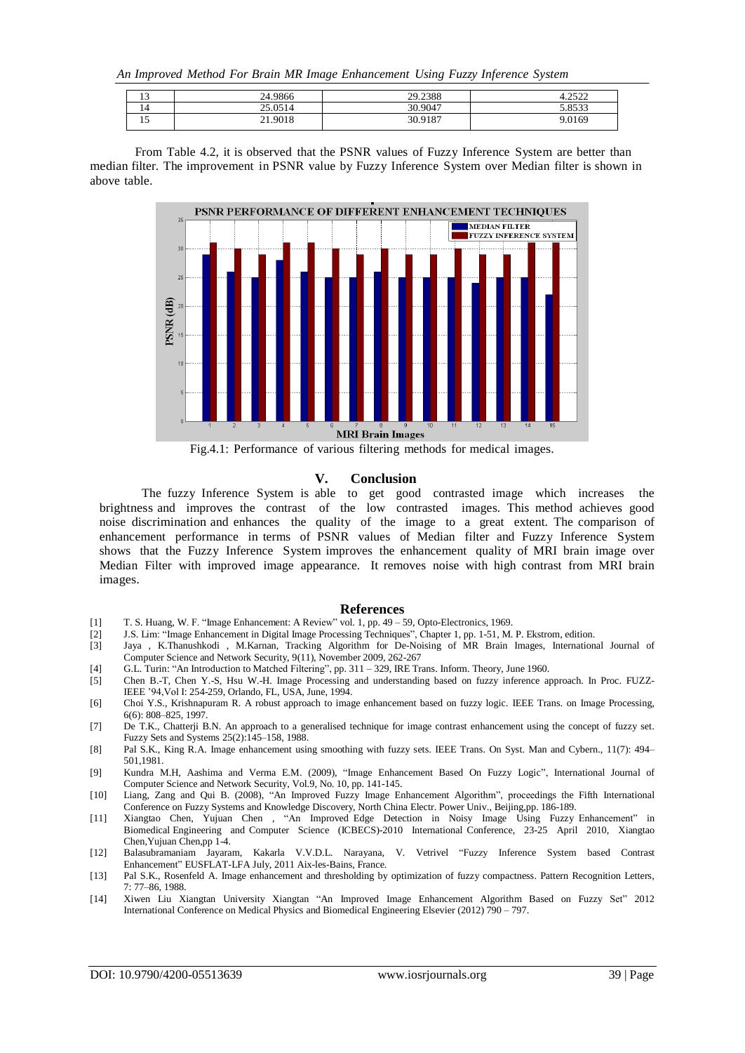| | | | |
|---|---|---|---|
| 13 | 24.9866 | 29.2388 | 4.2522 |
| 14 | 25.0514 | 30.9047 | 5.8533 |
| 15 | 21.9018 | 30.9187 | 9.0169 |

From Table 4.2, it is observed that the PSNR values of Fuzzy Inference System are better than median filter. The improvement in PSNR value by Fuzzy Inference System over Median filter is shown in above table.

PSNR PERFORMANCE OF DIFFERENT ENHANCEMENT TECHNIQUES

MEDIAN FILTER

FUZZY INFERENCE SYSTEM

PSNR (dB)

0
5
10
15
20
25
30
35

1 2 3 4 5 6 7 8 9 10 11 12 13 14 15

MRI Brain Images

Fig.4.1: Performance of various filtering methods for medical images.

## V. Conclusion

The fuzzy Inference System is able to get good contrasted image which increases the brightness and improves the contrast of the low contrasted images. This method achieves good noise discrimination and enhances the quality of the image to a great extent. The comparison of enhancement performance in terms of PSNR values of Median filter and Fuzzy Inference System shows that the Fuzzy Inference System improves the enhancement quality of MRI brain image over Median Filter with improved image appearance. It removes noise with high contrast from MRI brain images.

## References

[1] T. S. Huang, W. F. "Image Enhancement: A Review" vol. 1, pp. 49 – 59, Opto-Electronics, 1969.

[2] J.S. Lim: "Image Enhancement in Digital Image Processing Techniques", Chapter 1, pp. 1-51, M. P. Ekstrom, edition.

[3] Jaya , K.Thanushkodi , M.Karnan, Tracking Algorithm for De-Noising of MR Brain Images, International Journal of Computer Science and Network Security, 9(11), November 2009, 262-267

[4] G.L. Turin: "An Introduction to Matched Filtering", pp. 311 – 329, IRE Trans. Inform. Theory, June 1960.

[5] Chen B.-T, Chen Y.-S, Hsu W.-H. Image Processing and understanding based on fuzzy inference approach. In Proc. FUZZ-IEEE '94,Vol I: 254-259, Orlando, FL, USA, June, 1994.

[6] Choi Y.S., Krishnapuram R. A robust approach to image enhancement based on fuzzy logic. IEEE Trans. on Image Processing, 6(6): 808–825, 1997.

[7] De T.K., Chatterji B.N. An approach to a generalised technique for image contrast enhancement using the concept of fuzzy set. Fuzzy Sets and Systems 25(2):145–158, 1988.

[8] Pal S.K., King R.A. Image enhancement using smoothing with fuzzy sets. IEEE Trans. On Syst. Man and Cybern., 11(7): 494–501,1981.

[9] Kundra M.H, Aashima and Verma E.M. (2009), "Image Enhancement Based On Fuzzy Logic", International Journal of Computer Science and Network Security, Vol.9, No. 10, pp. 141-145.

[10] Liang, Zang and Qui B. (2008), "An Improved Fuzzy Image Enhancement Algorithm", proceedings the Fifth International Conference on Fuzzy Systems and Knowledge Discovery, North China Electr. Power Univ., Beijing,pp. 186-189.

[11] Xiangtao Chen, Yujuan Chen , "An Improved Edge Detection in Noisy Image Using Fuzzy Enhancement" in Biomedical Engineering and Computer Science (ICBECS)-2010 International Conference, 23-25 April 2010, Xiangtao Chen,Yujuan Chen,pp 1-4.

[12] Balasubramaniam Jayaram, Kakarla V.V.D.L. Narayana, V. Vetrivel "Fuzzy Inference System based Contrast Enhancement" EUSFLAT-LFA July, 2011 Aix-les-Bains, France.

[13] Pal S.K., Rosenfeld A. Image enhancement and thresholding by optimization of fuzzy compactness. Pattern Recognition Letters, 7: 77–86, 1988.

[14] Xiwen Liu Xiangtan University Xiangtan "An Improved Image Enhancement Algorithm Based on Fuzzy Set" 2012 International Conference on Medical Physics and Biomedical Engineering Elsevier (2012) 790 – 797.